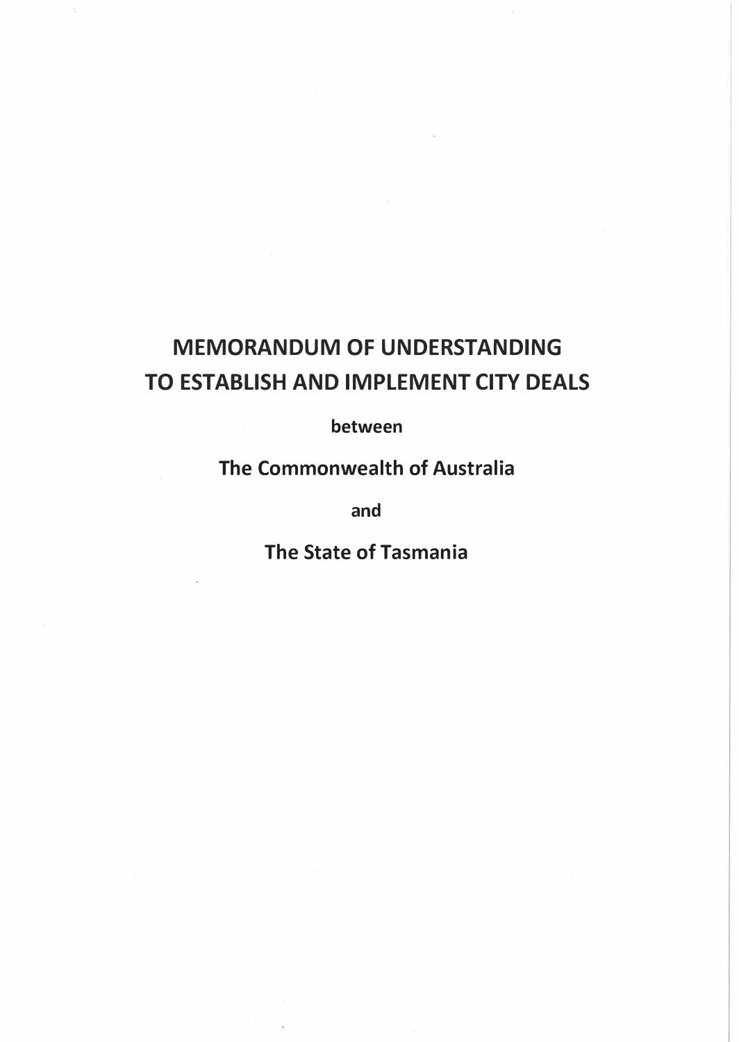# MEMORANDUM OF UNDERSTANDING TO ESTABLISH AND IMPLEMENT CITY DEALS

**between**

**The Commonwealth of Australia**

**and**

**The State of Tasmania**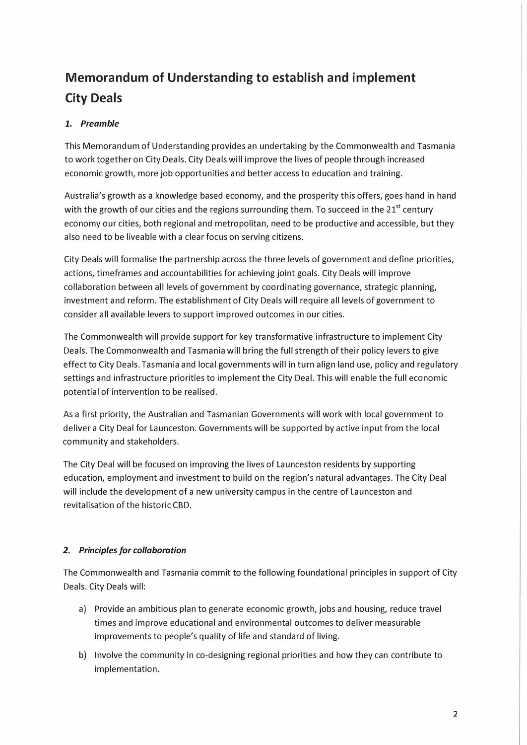# Memorandum of Understanding to establish and implement City Deals

## *1. Preamble*

This Memorandum of Understanding provides an undertaking by the Commonwealth and Tasmania to work together on City Deals. City Deals will improve the lives of people through increased economic growth, more job opportunities and better access to education and training.

Australia's growth as a knowledge based economy, and the prosperity this offers, goes hand in hand with the growth of our cities and the regions surrounding them. To succeed in the 21st century economy our cities, both regional and metropolitan, need to be productive and accessible, but they also need to be liveable with a clear focus on serving citizens.

City Deals will formalise the partnership across the three levels of government and define priorities, actions, timeframes and accountabilities for achieving joint goals. City Deals will improve collaboration between all levels of government by coordinating governance, strategic planning, investment and reform. The establishment of City Deals will require all levels of government to consider all available levers to support improved outcomes in our cities.

The Commonwealth will provide support for key transformative infrastructure to implement City Deals. The Commonwealth and Tasmania will bring the full strength of their policy levers to give effect to City Deals. Tasmania and local governments will in turn align land use, policy and regulatory settings and infrastructure priorities to implement the City Deal. This will enable the full economic potential of intervention to be realised.

As a first priority, the Australian and Tasmanian Governments will work with local government to deliver a City Deal for Launceston. Governments will be supported by active input from the local community and stakeholders.

The City Deal will be focused on improving the lives of Launceston residents by supporting education, employment and investment to build on the region's natural advantages. The City Deal will include the development of a new university campus in the centre of Launceston and revitalisation of the historic CBD.

## *2. Principles for collaboration*

The Commonwealth and Tasmania commit to the following foundational principles in support of City Deals. City Deals will:

a) Provide an ambitious plan to generate economic growth, jobs and housing, reduce travel times and improve educational and environmental outcomes to deliver measurable improvements to people's quality of life and standard of living.

b) Involve the community in co-designing regional priorities and how they can contribute to implementation.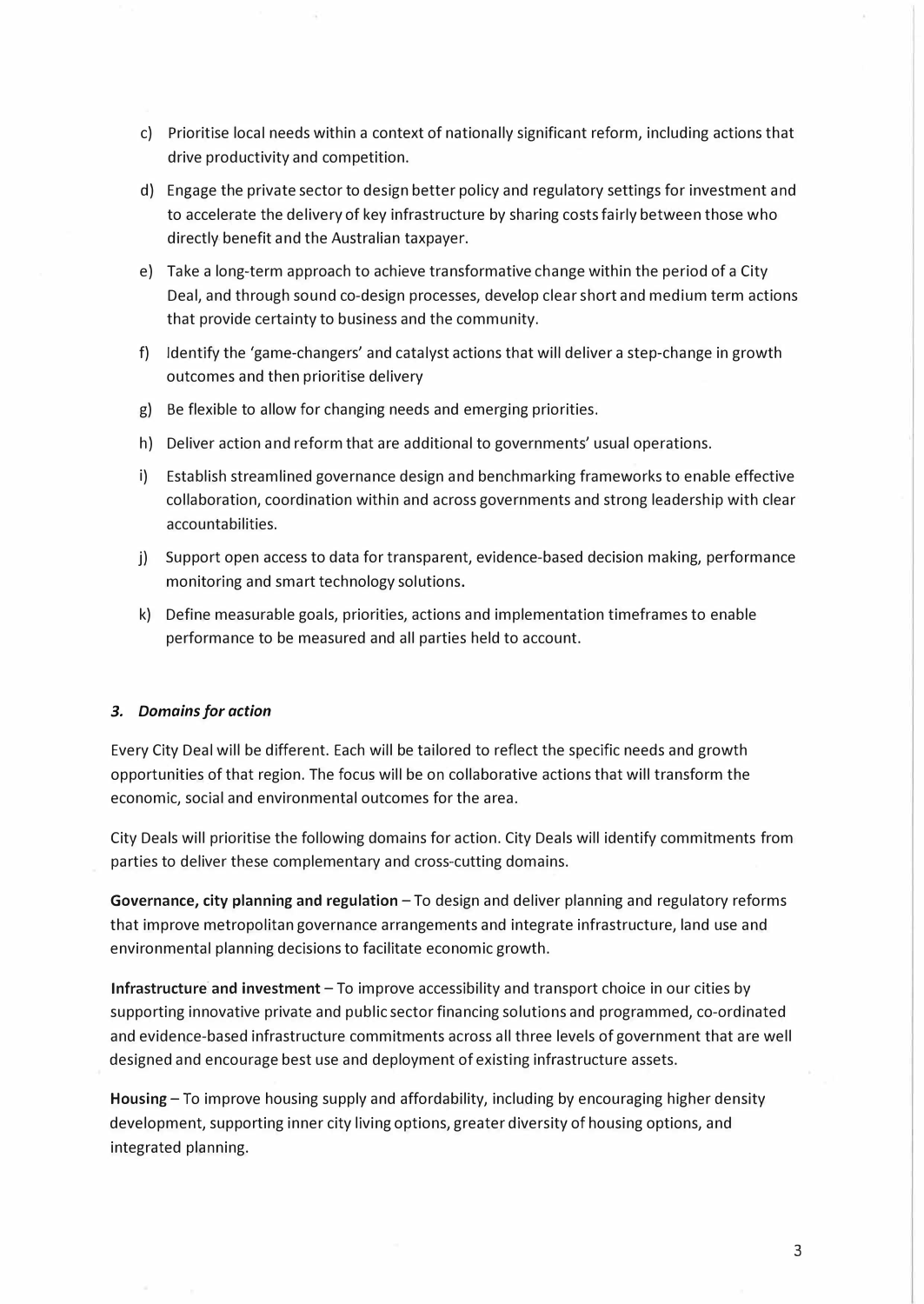c) Prioritise local needs within a context of nationally significant reform, including actions that drive productivity and competition.

d) Engage the private sector to design better policy and regulatory settings for investment and to accelerate the delivery of key infrastructure by sharing costs fairly between those who directly benefit and the Australian taxpayer.

e) Take a long-term approach to achieve transformative change within the period of a City Deal, and through sound co-design processes, develop clear short and medium term actions that provide certainty to business and the community.

f) Identify the 'game-changers' and catalyst actions that will deliver a step-change in growth outcomes and then prioritise delivery

g) Be flexible to allow for changing needs and emerging priorities.

h) Deliver action and reform that are additional to governments' usual operations.

i) Establish streamlined governance design and benchmarking frameworks to enable effective collaboration, coordination within and across governments and strong leadership with clear accountabilities.

j) Support open access to data for transparent, evidence-based decision making, performance monitoring and smart technology solutions.

k) Define measurable goals, priorities, actions and implementation timeframes to enable performance to be measured and all parties held to account.

### *3. Domains for action*

Every City Deal will be different. Each will be tailored to reflect the specific needs and growth opportunities of that region. The focus will be on collaborative actions that will transform the economic, social and environmental outcomes for the area.

City Deals will prioritise the following domains for action. City Deals will identify commitments from parties to deliver these complementary and cross-cutting domains.

**Governance, city planning and regulation** – To design and deliver planning and regulatory reforms that improve metropolitan governance arrangements and integrate infrastructure, land use and environmental planning decisions to facilitate economic growth.

**Infrastructure and investment** – To improve accessibility and transport choice in our cities by supporting innovative private and public sector financing solutions and programmed, co-ordinated and evidence-based infrastructure commitments across all three levels of government that are well designed and encourage best use and deployment of existing infrastructure assets.

**Housing** – To improve housing supply and affordability, including by encouraging higher density development, supporting inner city living options, greater diversity of housing options, and integrated planning.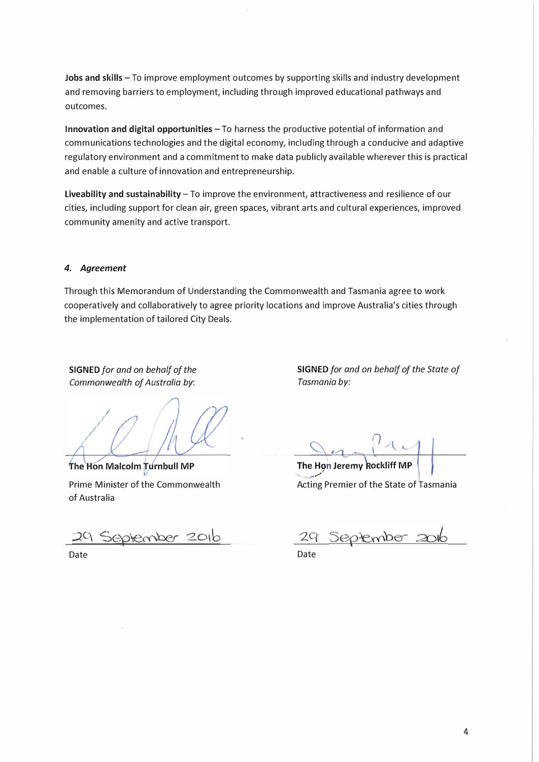**Jobs and skills** – To improve employment outcomes by supporting skills and industry development and removing barriers to employment, including through improved educational pathways and outcomes.

**Innovation and digital opportunities** – To harness the productive potential of information and communications technologies and the digital economy, including through a conducive and adaptive regulatory environment and a commitment to make data publicly available wherever this is practical and enable a culture of innovation and entrepreneurship.

**Liveability and sustainability** – To improve the environment, attractiveness and resilience of our cities, including support for clean air, green spaces, vibrant arts and cultural experiences, improved community amenity and active transport.

### *4. Agreement*

Through this Memorandum of Understanding the Commonwealth and Tasmania agree to work cooperatively and collaboratively to agree priority locations and improve Australia's cities through the implementation of tailored City Deals.

**SIGNED** *for and on behalf of the Commonwealth of Australia by:*

**The Hon Malcolm Turnbull MP**

Prime Minister of the Commonwealth of Australia

29 September 2016

Date

**SIGNED** *for and on behalf of the State of Tasmania by:*

**The Hon Jeremy Rockliff MP**

Acting Premier of the State of Tasmania

29 September 2016

Date